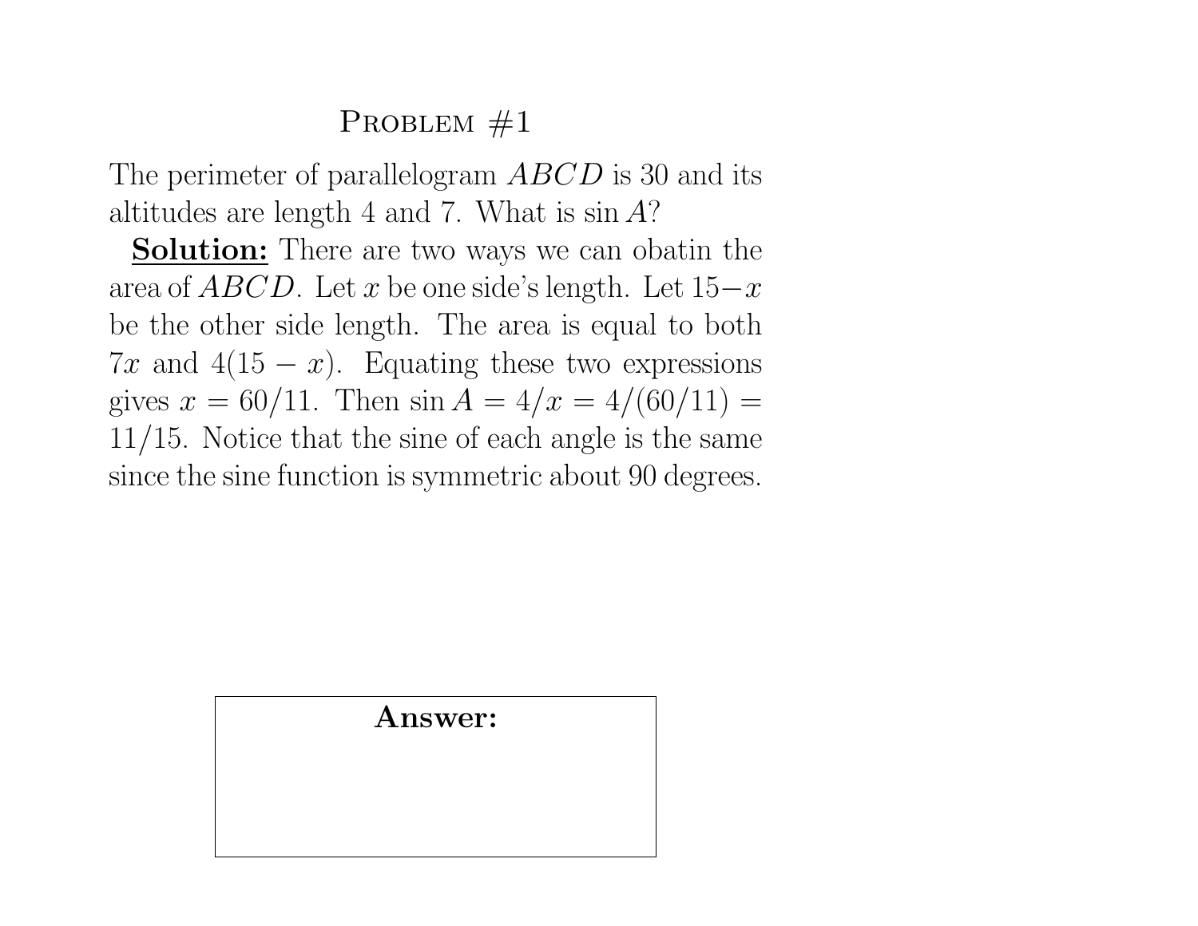# Problem #1

The perimeter of parallelogram $ABCD$ is 30 and its altitudes are length 4 and 7. What is $\sin A$?

**Solution:** There are two ways we can obatin the area of $ABCD$. Let $x$ be one side's length. Let $15-x$ be the other side length. The area is equal to both $7x$ and $4(15-x)$. Equating these two expressions gives $x = 60/11$. Then $\sin A = 4/x = 4/(60/11) = 11/15$. Notice that the sine of each angle is the same since the sine function is symmetric about 90 degrees.

**Answer:**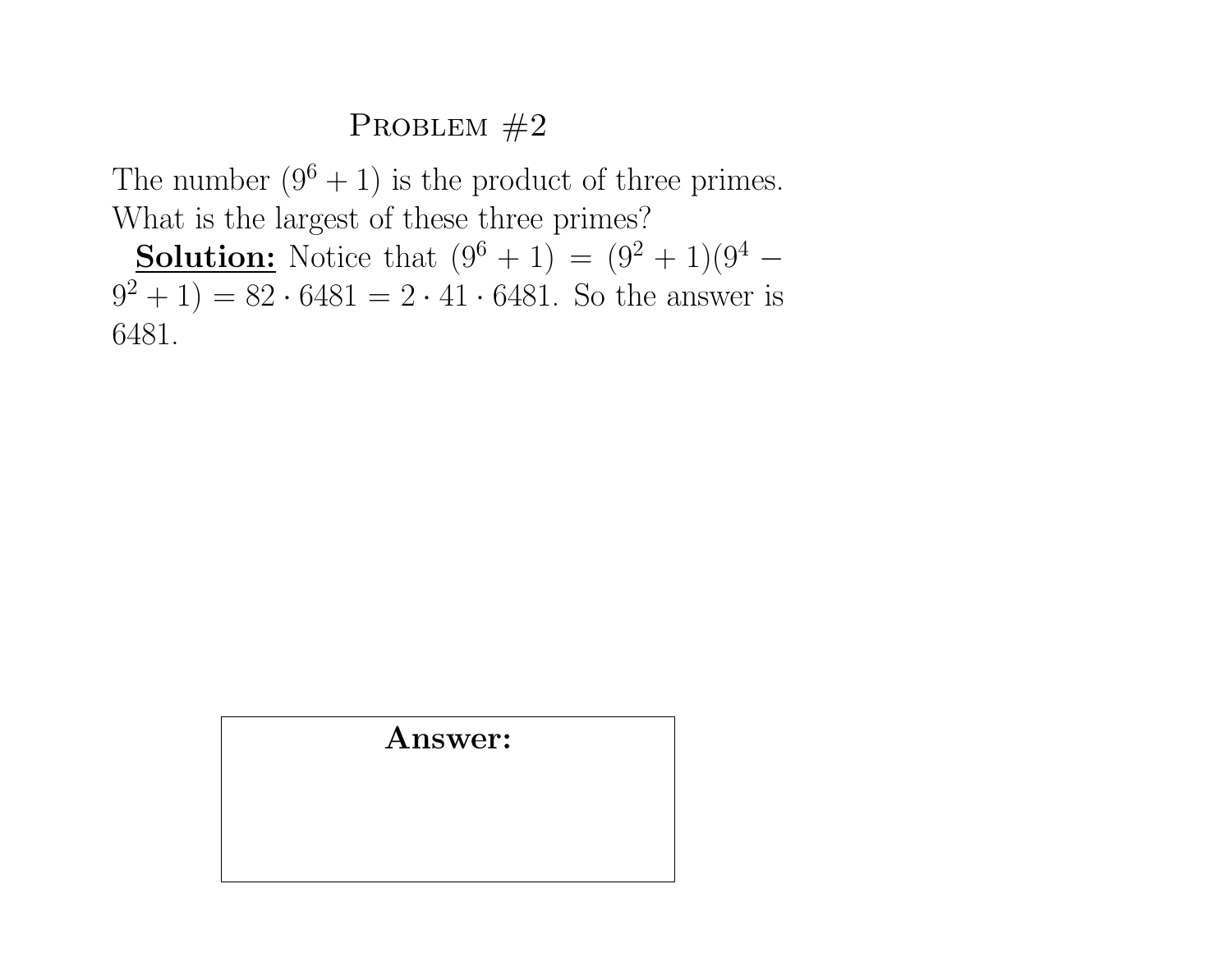## Problem #2

The number $(9^6 + 1)$ is the product of three primes. What is the largest of these three primes?

**Solution:** Notice that $(9^6 + 1) = (9^2 + 1)(9^4 - 9^2 + 1) = 82 \cdot 6481 = 2 \cdot 41 \cdot 6481$. So the answer is 6481.

**Answer:**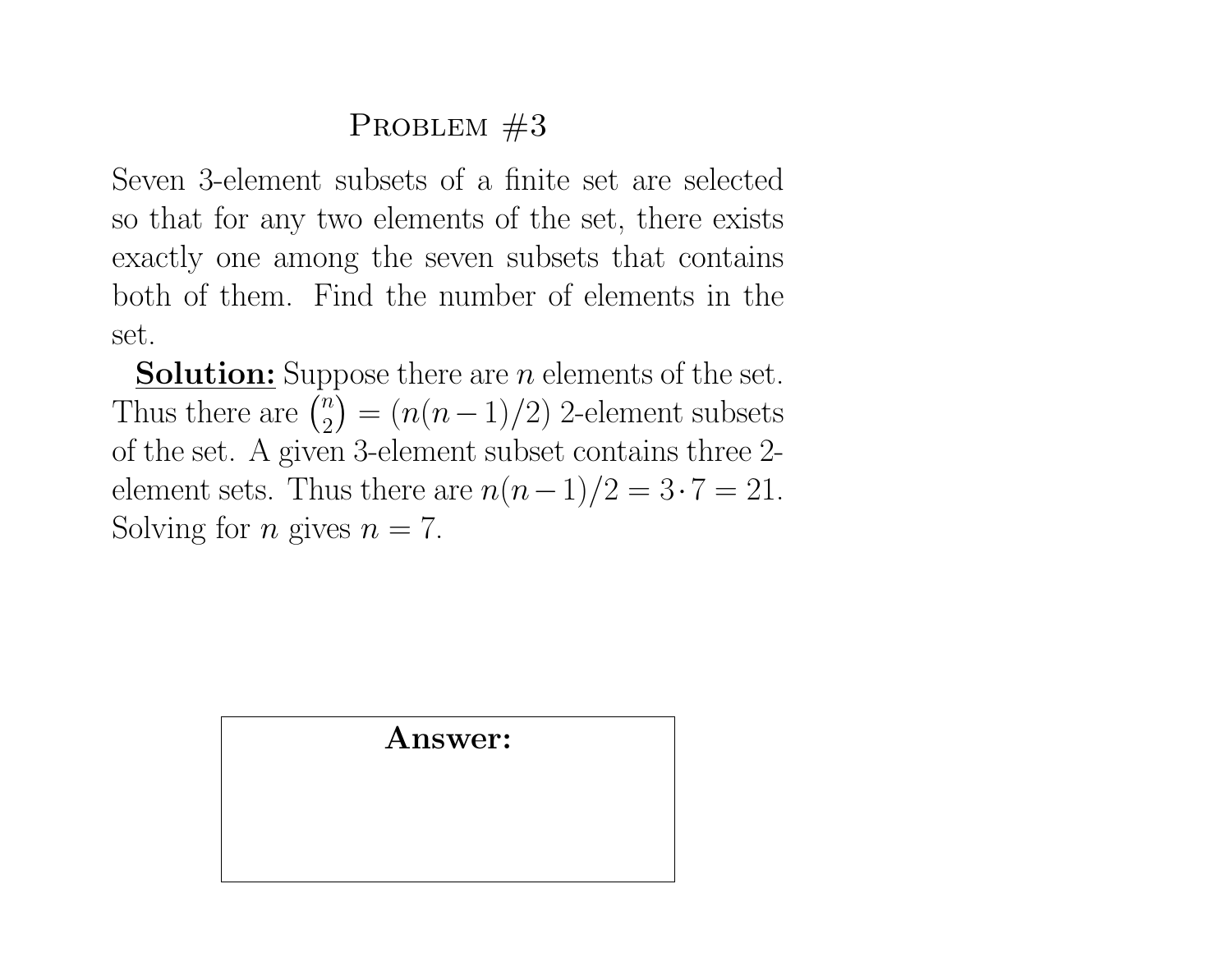## Problem #3

Seven 3-element subsets of a finite set are selected so that for any two elements of the set, there exists exactly one among the seven subsets that contains both of them. Find the number of elements in the set.

**Solution:** Suppose there are $n$ elements of the set. Thus there are $\binom{n}{2} = (n(n-1)/2)$ 2-element subsets of the set. A given 3-element subset contains three 2-element sets. Thus there are $n(n-1)/2 = 3 \cdot 7 = 21$. Solving for $n$ gives $n = 7$.

**Answer:**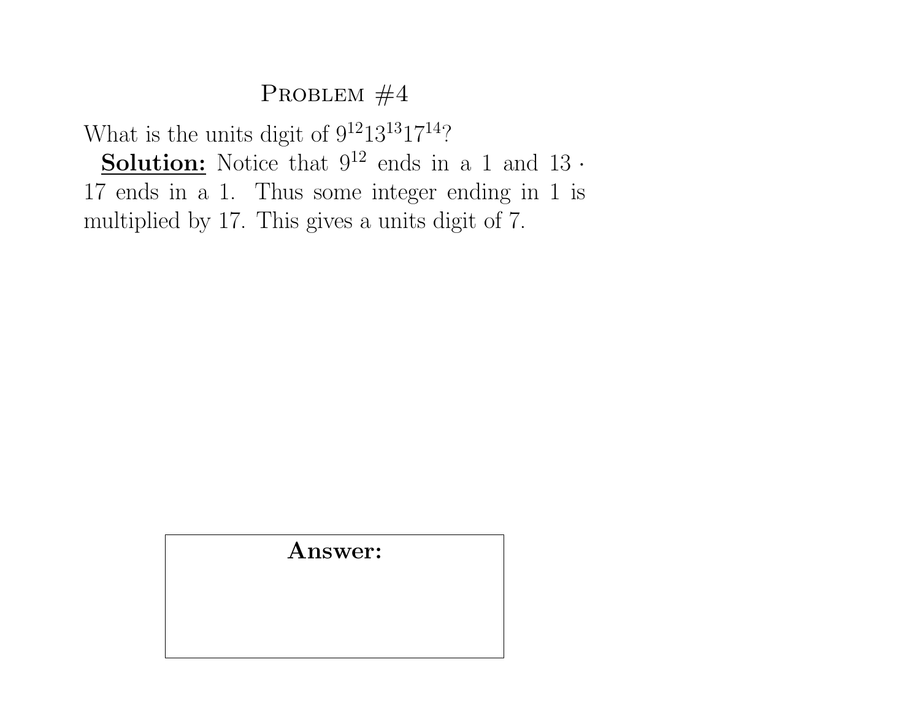## Problem #4

What is the units digit of $9^{12}13^{13}17^{14}$?

**<u>Solution:</u>** Notice that $9^{12}$ ends in a 1 and $13 \cdot 17$ ends in a 1. Thus some integer ending in 1 is multiplied by 17. This gives a units digit of 7.

**Answer:**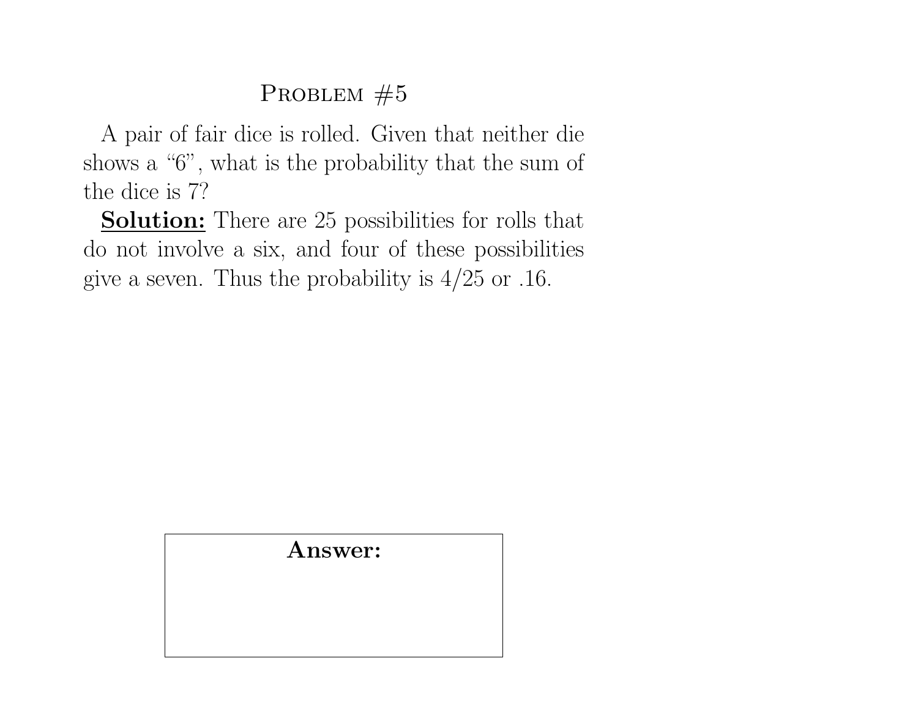## Problem #5

A pair of fair dice is rolled. Given that neither die shows a "6", what is the probability that the sum of the dice is 7?

**Solution:** There are 25 possibilities for rolls that do not involve a six, and four of these possibilities give a seven. Thus the probability is $4/25$ or .16.

**Answer:**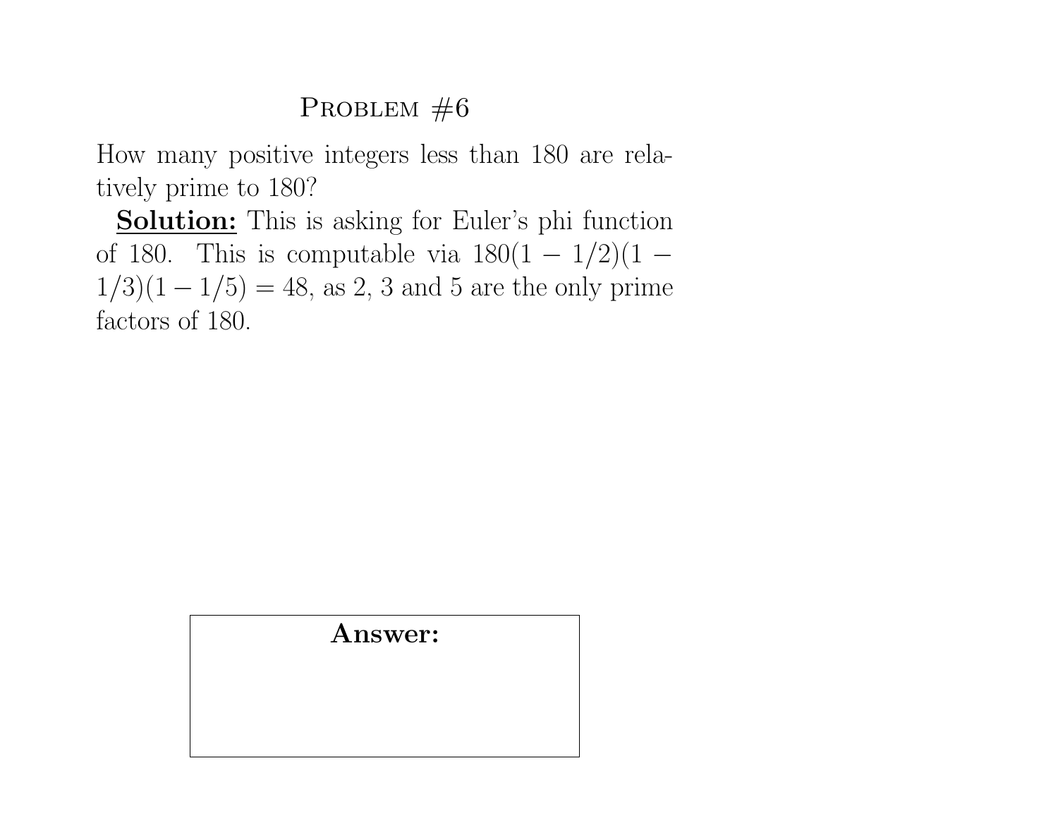## Problem #6

How many positive integers less than 180 are relatively prime to 180?

**Solution:** This is asking for Euler's phi function of 180. This is computable via $180(1 - 1/2)(1 - 1/3)(1 - 1/5) = 48$, as 2, 3 and 5 are the only prime factors of 180.

**Answer:**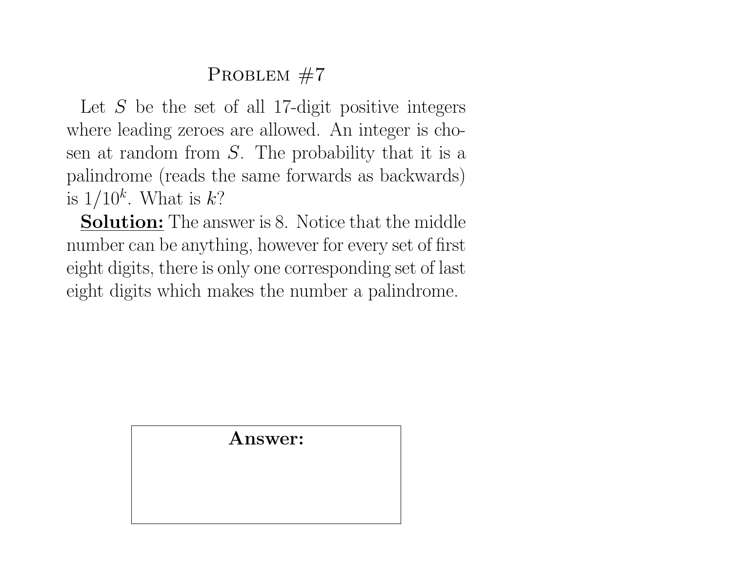# Problem #7

Let $S$ be the set of all 17-digit positive integers where leading zeroes are allowed. An integer is chosen at random from $S$. The probability that it is a palindrome (reads the same forwards as backwards) is $1/10^k$. What is $k$?

**Solution:** The answer is 8. Notice that the middle number can be anything, however for every set of first eight digits, there is only one corresponding set of last eight digits which makes the number a palindrome.

**Answer:**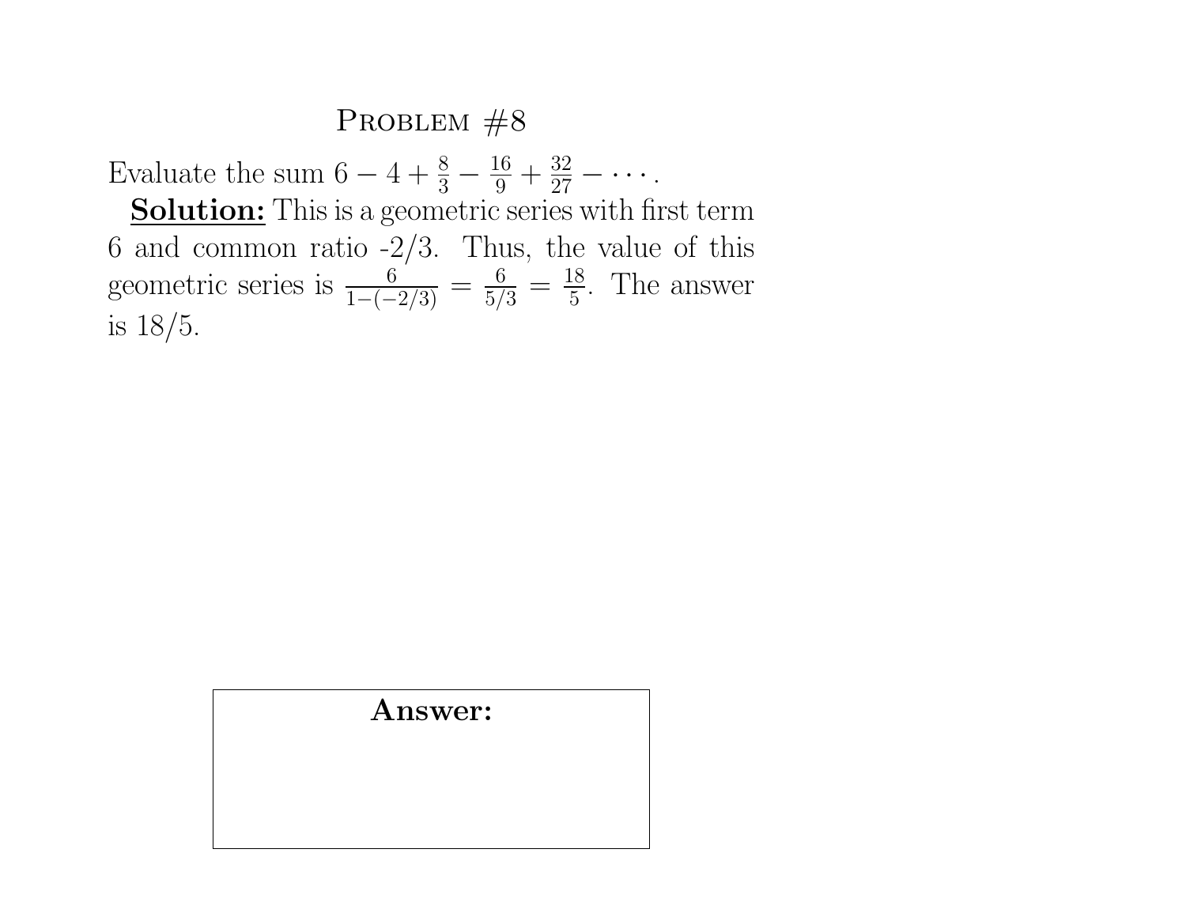## Problem #8

Evaluate the sum $6 - 4 + \frac{8}{3} - \frac{16}{9} + \frac{32}{27} - \cdots$.

**Solution:** This is a geometric series with first term 6 and common ratio -2/3. Thus, the value of this geometric series is $\frac{6}{1-(-2/3)} = \frac{6}{5/3} = \frac{18}{5}$. The answer is 18/5.

| **Answer:** |
| --- |
| |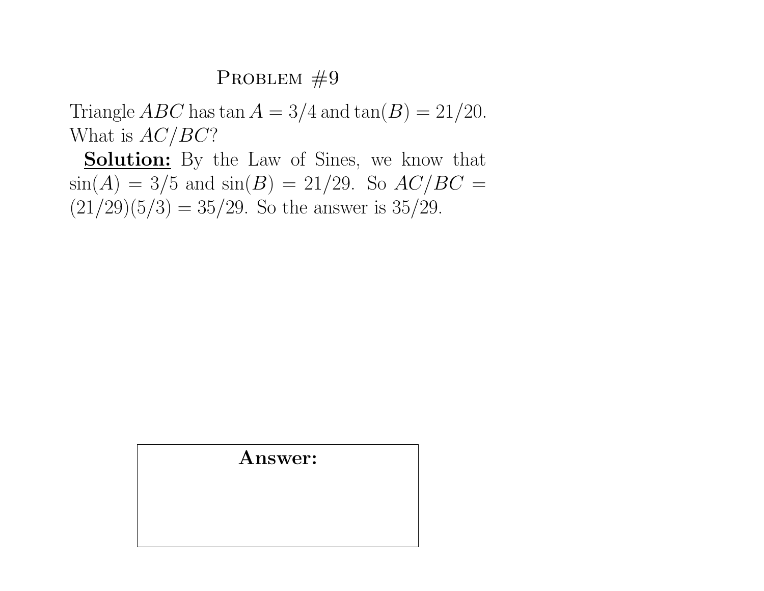## Problem #9

Triangle $ABC$ has $\tan A = 3/4$ and $\tan(B) = 21/20$. What is $AC/BC$?

**Solution:** By the Law of Sines, we know that $\sin(A) = 3/5$ and $\sin(B) = 21/29$. So $AC/BC = (21/29)(5/3) = 35/29$. So the answer is $35/29$.

**Answer:**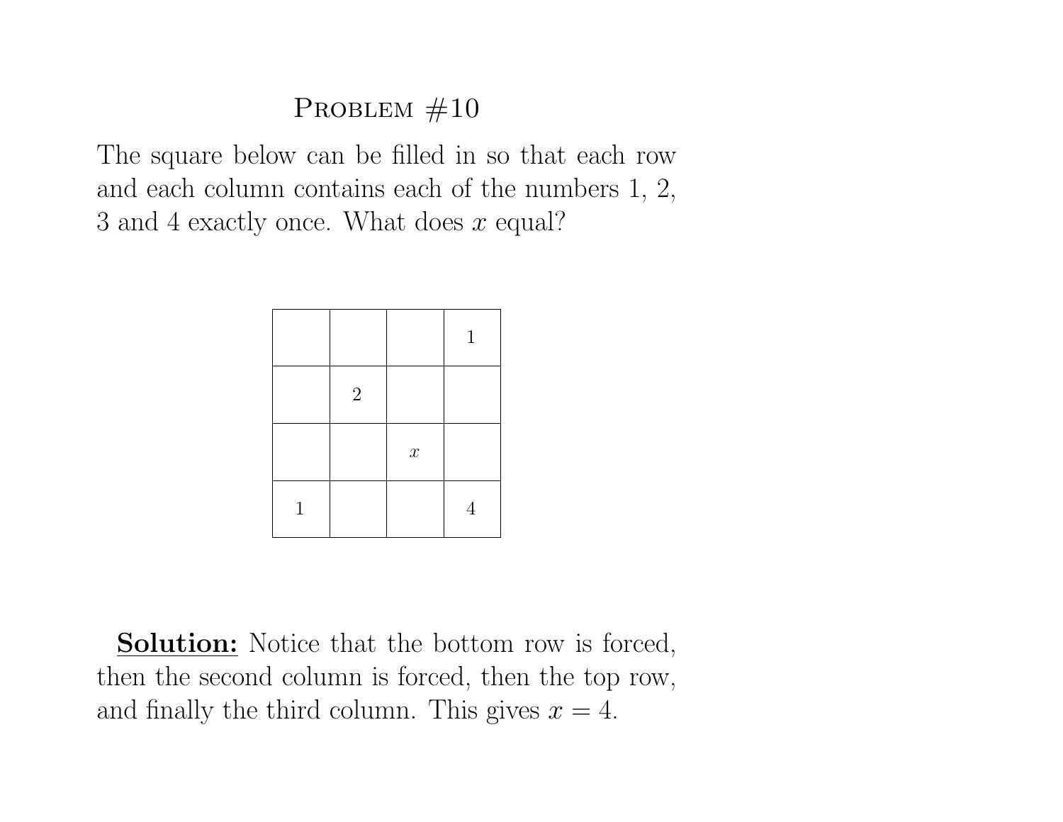# Problem #10

The square below can be filled in so that each row and each column contains each of the numbers 1, 2, 3 and 4 exactly once. What does $x$ equal?

| | | | |
|---|---|---|---|
| | | | 1 |
| | 2 | | |
| | | $x$ | |
| 1 | | | 4 |

**Solution:** Notice that the bottom row is forced, then the second column is forced, then the top row, and finally the third column. This gives $x = 4$.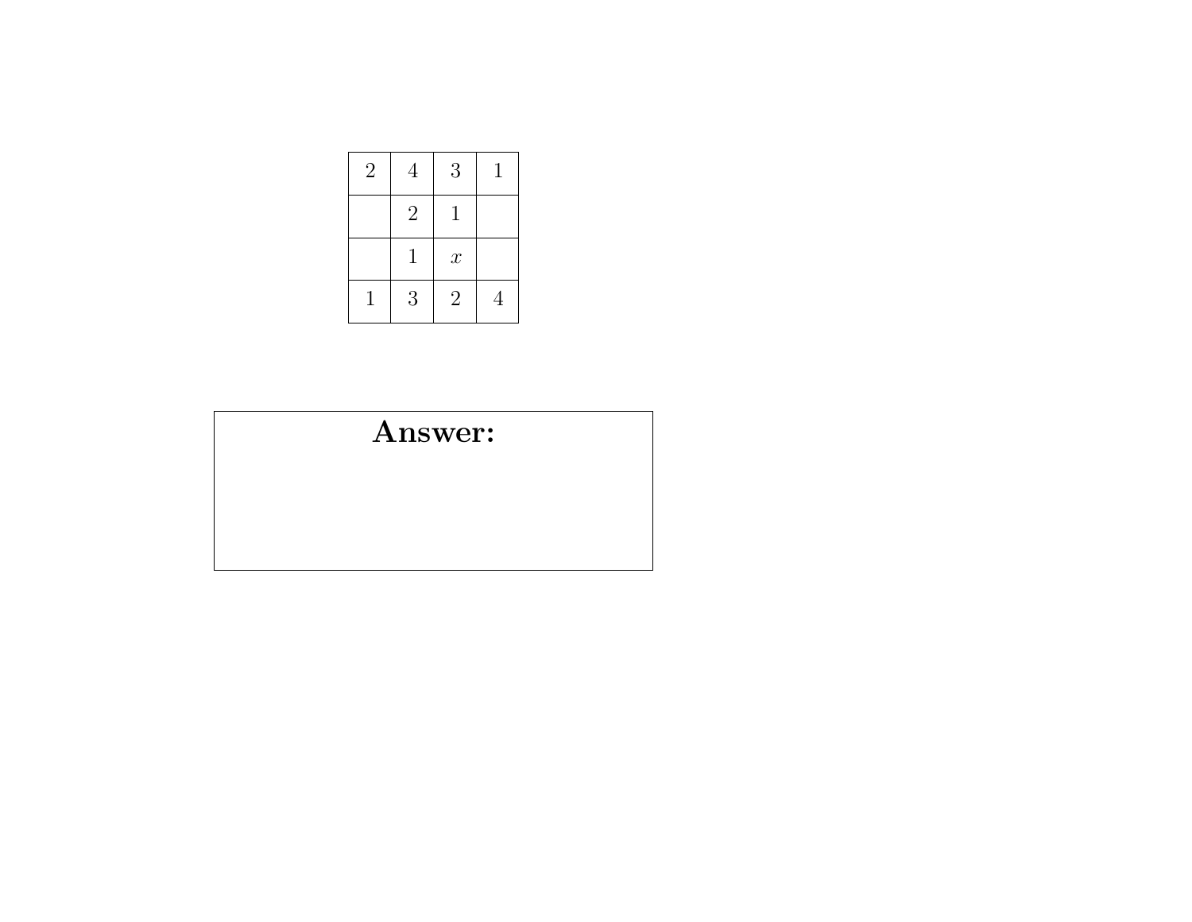| | | | |
|---|---|---|---|
| 2 | 4 | 3 | 1 |
| | 2 | 1 | |
| | 1 | $x$ | |
| 1 | 3 | 2 | 4 |

**Answer:**